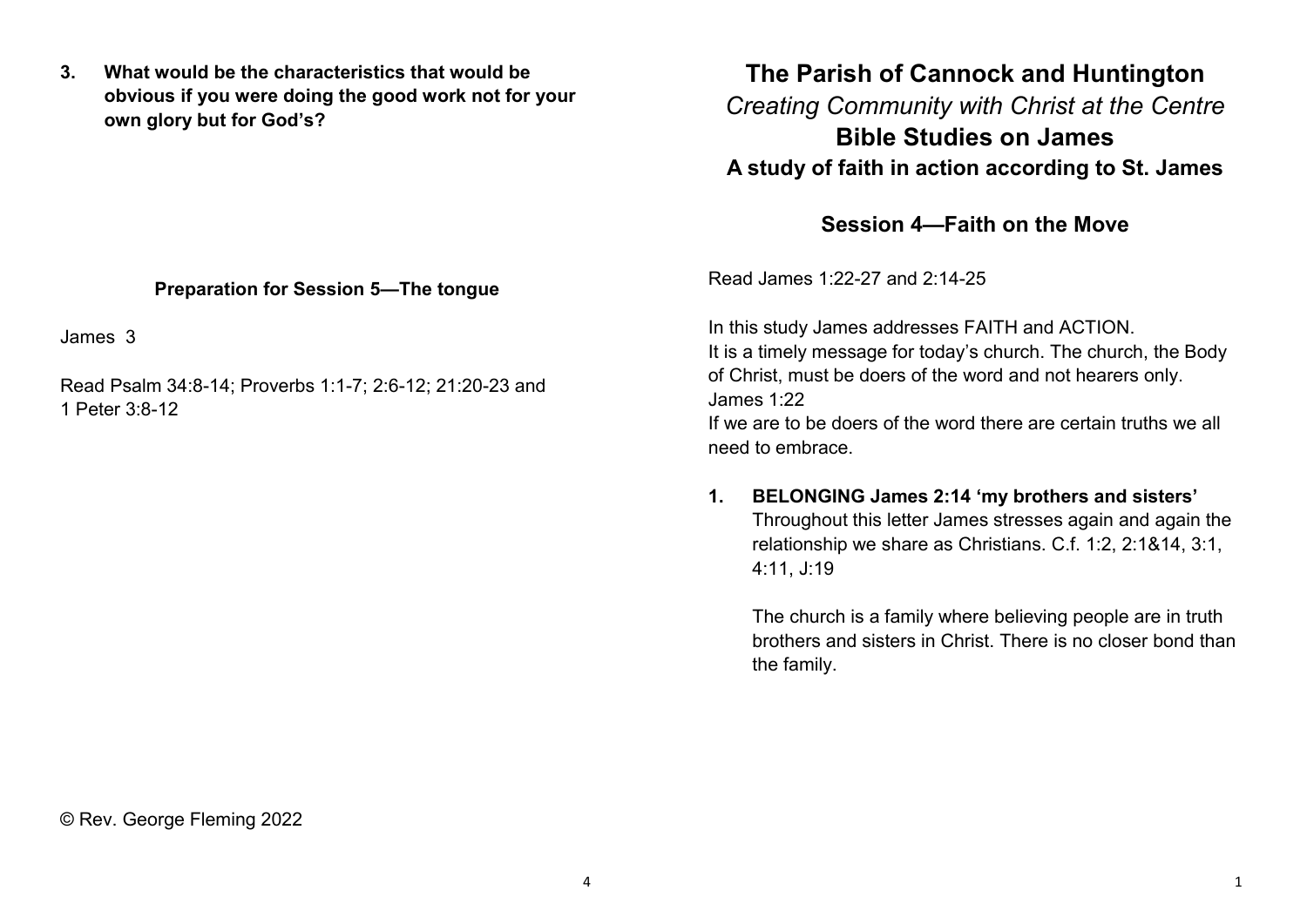**3. What would be the characteristics that would be obvious if you were doing the good work not for your own glory but for God's?**

**Preparation for Session 5—The tongue**

James 3

Read Psalm 34:8-14; Proverbs 1:1-7; 2:6-12; 21:20-23 and 1 Peter 3:8-12

© Rev. George Fleming 2022

# The Parish of Cannock and Huntington

*Creating Community with Christ at the Centre*

## Bible Studies on James

### A study of faith in action according to St. James

### Session 4—Faith on the Move

Read James 1:22-27 and 2:14-25

In this study James addresses FAITH and ACTION.
It is a timely message for today's church. The church, the Body of Christ, must be doers of the word and not hearers only. James 1:22
If we are to be doers of the word there are certain truths we all need to embrace.

1. **BELONGING James 2:14 'my brothers and sisters'**
   Throughout this letter James stresses again and again the relationship we share as Christians. C.f. 1:2, 2:1&14, 3:1, 4:11, J:19

   The church is a family where believing people are in truth brothers and sisters in Christ. There is no closer bond than the family.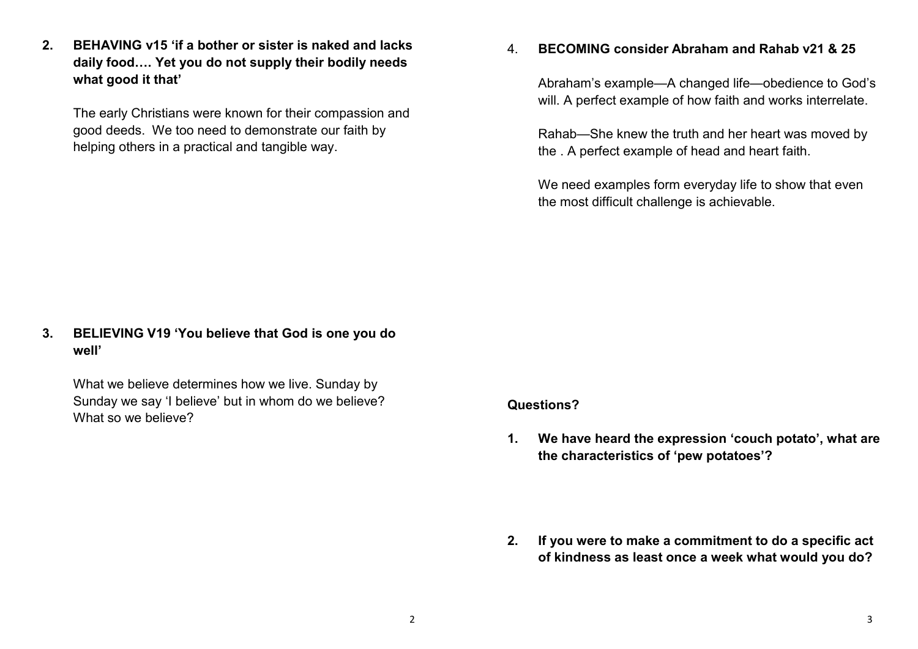**2. BEHAVING v15 'if a bother or sister is naked and lacks daily food…. Yet you do not supply their bodily needs what good it that'**

The early Christians were known for their compassion and good deeds. We too need to demonstrate our faith by helping others in a practical and tangible way.

**3. BELIEVING V19 'You believe that God is one you do well'**

What we believe determines how we live. Sunday by Sunday we say 'I believe' but in whom do we believe? What so we believe?

4. **BECOMING consider Abraham and Rahab v21 & 25**

Abraham's example—A changed life—obedience to God's will. A perfect example of how faith and works interrelate.

Rahab—She knew the truth and her heart was moved by the . A perfect example of head and heart faith.

We need examples form everyday life to show that even the most difficult challenge is achievable.

**Questions?**

**1. We have heard the expression 'couch potato', what are the characteristics of 'pew potatoes'?**

**2. If you were to make a commitment to do a specific act of kindness as least once a week what would you do?**